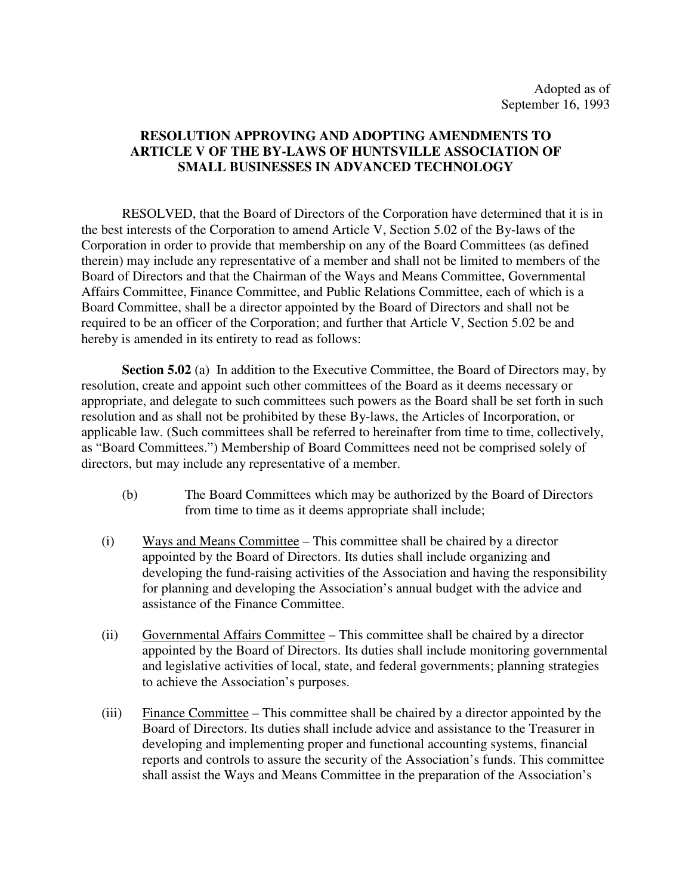Adopted as of
September 16, 1993

**RESOLUTION APPROVING AND ADOPTING AMENDMENTS TO ARTICLE V OF THE BY-LAWS OF HUNTSVILLE ASSOCIATION OF SMALL BUSINESSES IN ADVANCED TECHNOLOGY**

RESOLVED, that the Board of Directors of the Corporation have determined that it is in the best interests of the Corporation to amend Article V, Section 5.02 of the By-laws of the Corporation in order to provide that membership on any of the Board Committees (as defined therein) may include any representative of a member and shall not be limited to members of the Board of Directors and that the Chairman of the Ways and Means Committee, Governmental Affairs Committee, Finance Committee, and Public Relations Committee, each of which is a Board Committee, shall be a director appointed by the Board of Directors and shall not be required to be an officer of the Corporation; and further that Article V, Section 5.02 be and hereby is amended in its entirety to read as follows:

**Section 5.02** (a) In addition to the Executive Committee, the Board of Directors may, by resolution, create and appoint such other committees of the Board as it deems necessary or appropriate, and delegate to such committees such powers as the Board shall be set forth in such resolution and as shall not be prohibited by these By-laws, the Articles of Incorporation, or applicable law. (Such committees shall be referred to hereinafter from time to time, collectively, as "Board Committees.") Membership of Board Committees need not be comprised solely of directors, but may include any representative of a member.

(b) The Board Committees which may be authorized by the Board of Directors from time to time as it deems appropriate shall include;

(i) <u>Ways and Means Committee</u> – This committee shall be chaired by a director appointed by the Board of Directors. Its duties shall include organizing and developing the fund-raising activities of the Association and having the responsibility for planning and developing the Association's annual budget with the advice and assistance of the Finance Committee.

(ii) <u>Governmental Affairs Committee</u> – This committee shall be chaired by a director appointed by the Board of Directors. Its duties shall include monitoring governmental and legislative activities of local, state, and federal governments; planning strategies to achieve the Association's purposes.

(iii) <u>Finance Committee</u> – This committee shall be chaired by a director appointed by the Board of Directors. Its duties shall include advice and assistance to the Treasurer in developing and implementing proper and functional accounting systems, financial reports and controls to assure the security of the Association's funds. This committee shall assist the Ways and Means Committee in the preparation of the Association's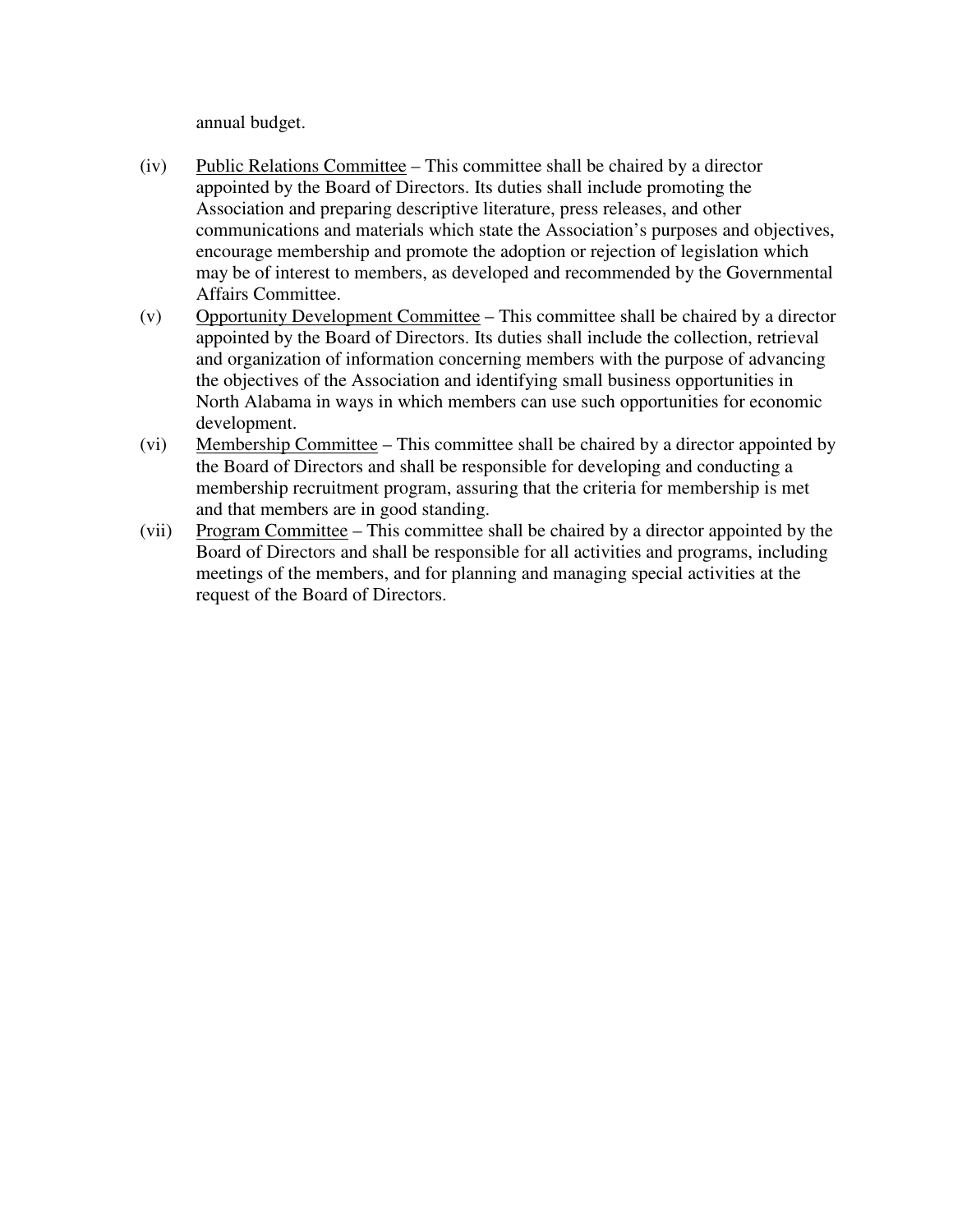annual budget.

(iv) Public Relations Committee – This committee shall be chaired by a director appointed by the Board of Directors. Its duties shall include promoting the Association and preparing descriptive literature, press releases, and other communications and materials which state the Association's purposes and objectives, encourage membership and promote the adoption or rejection of legislation which may be of interest to members, as developed and recommended by the Governmental Affairs Committee.

(v) Opportunity Development Committee – This committee shall be chaired by a director appointed by the Board of Directors. Its duties shall include the collection, retrieval and organization of information concerning members with the purpose of advancing the objectives of the Association and identifying small business opportunities in North Alabama in ways in which members can use such opportunities for economic development.

(vi) Membership Committee – This committee shall be chaired by a director appointed by the Board of Directors and shall be responsible for developing and conducting a membership recruitment program, assuring that the criteria for membership is met and that members are in good standing.

(vii) Program Committee – This committee shall be chaired by a director appointed by the Board of Directors and shall be responsible for all activities and programs, including meetings of the members, and for planning and managing special activities at the request of the Board of Directors.